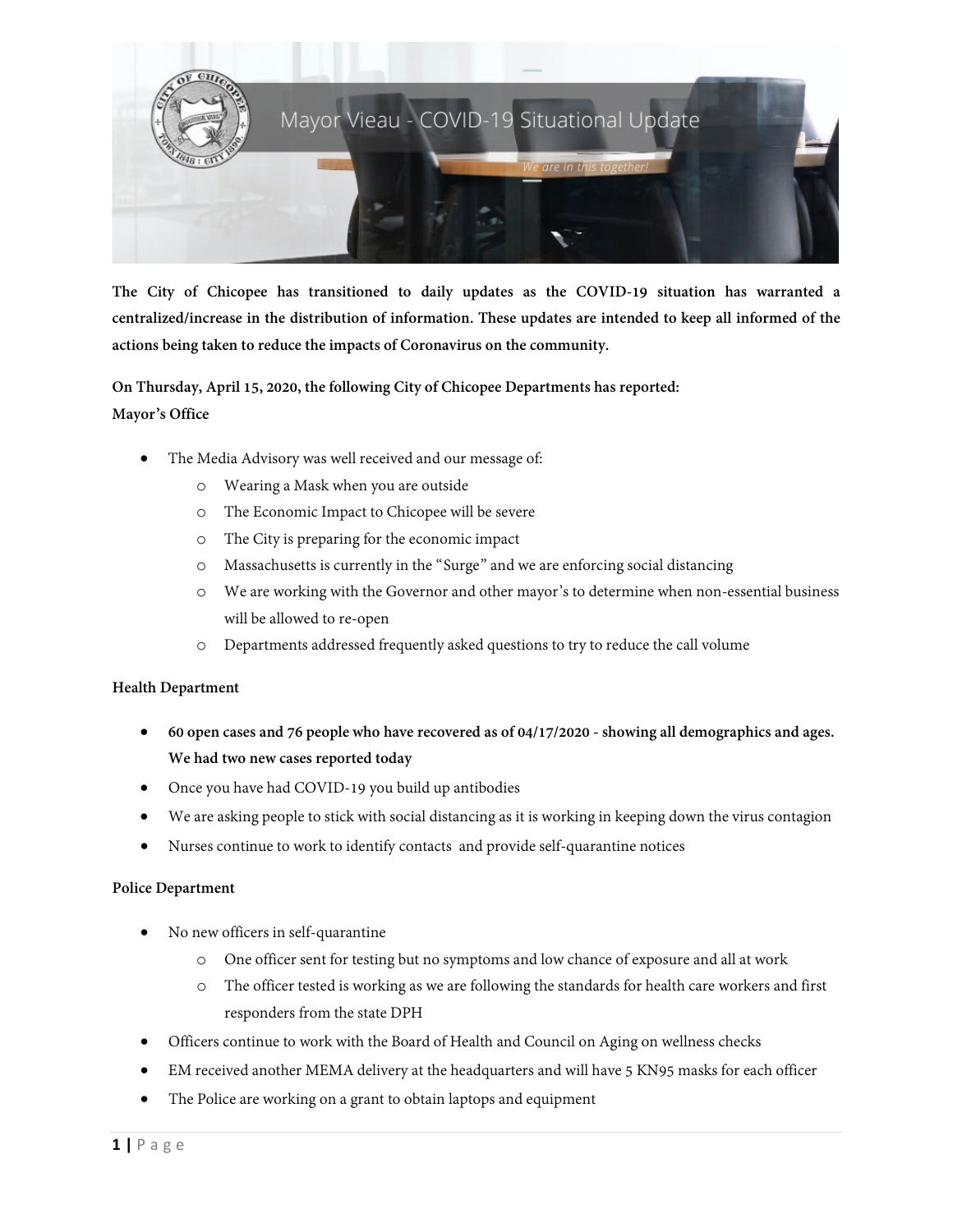# Mayor Vieau - COVID-19 Situational Update

*We are in this together!*

**The City of Chicopee has transitioned to daily updates as the COVID-19 situation has warranted a centralized/increase in the distribution of information. These updates are intended to keep all informed of the actions being taken to reduce the impacts of Coronavirus on the community.**

**On Thursday, April 15, 2020, the following City of Chicopee Departments has reported:**

**Mayor's Office**

- The Media Advisory was well received and our message of:
  - Wearing a Mask when you are outside
  - The Economic Impact to Chicopee will be severe
  - The City is preparing for the economic impact
  - Massachusetts is currently in the "Surge" and we are enforcing social distancing
  - We are working with the Governor and other mayor's to determine when non-essential business will be allowed to re-open
  - Departments addressed frequently asked questions to try to reduce the call volume

**Health Department**

- **60 open cases and 76 people who have recovered as of 04/17/2020 - showing all demographics and ages. We had two new cases reported today**
- Once you have had COVID-19 you build up antibodies
- We are asking people to stick with social distancing as it is working in keeping down the virus contagion
- Nurses continue to work to identify contacts and provide self-quarantine notices

**Police Department**

- No new officers in self-quarantine
  - One officer sent for testing but no symptoms and low chance of exposure and all at work
  - The officer tested is working as we are following the standards for health care workers and first responders from the state DPH
- Officers continue to work with the Board of Health and Council on Aging on wellness checks
- EM received another MEMA delivery at the headquarters and will have 5 KN95 masks for each officer
- The Police are working on a grant to obtain laptops and equipment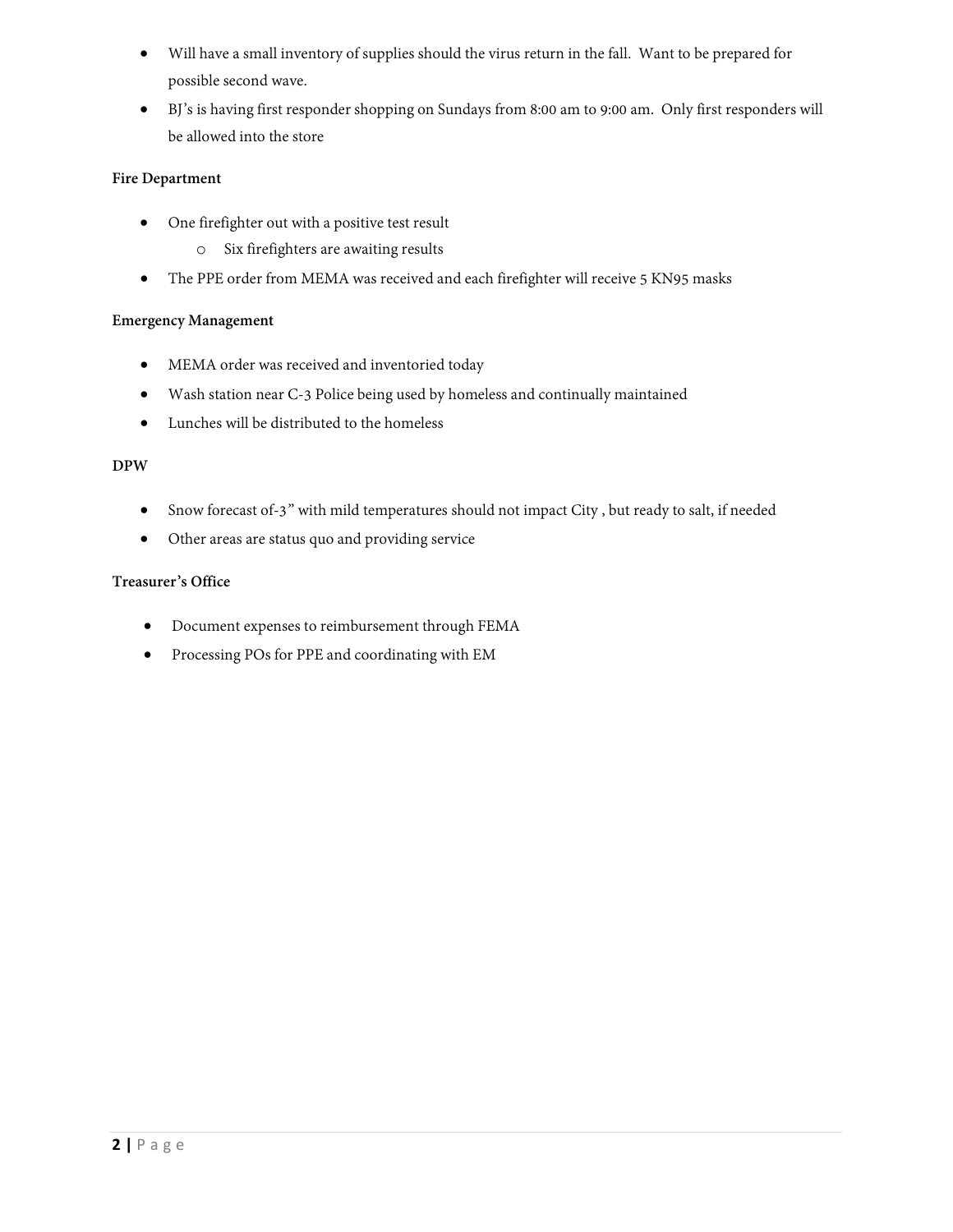- Will have a small inventory of supplies should the virus return in the fall. Want to be prepared for possible second wave.
- BJ's is having first responder shopping on Sundays from 8:00 am to 9:00 am. Only first responders will be allowed into the store

**Fire Department**

- One firefighter out with a positive test result
  - Six firefighters are awaiting results
- The PPE order from MEMA was received and each firefighter will receive 5 KN95 masks

**Emergency Management**

- MEMA order was received and inventoried today
- Wash station near C-3 Police being used by homeless and continually maintained
- Lunches will be distributed to the homeless

**DPW**

- Snow forecast of-3" with mild temperatures should not impact City , but ready to salt, if needed
- Other areas are status quo and providing service

**Treasurer's Office**

- Document expenses to reimbursement through FEMA
- Processing POs for PPE and coordinating with EM